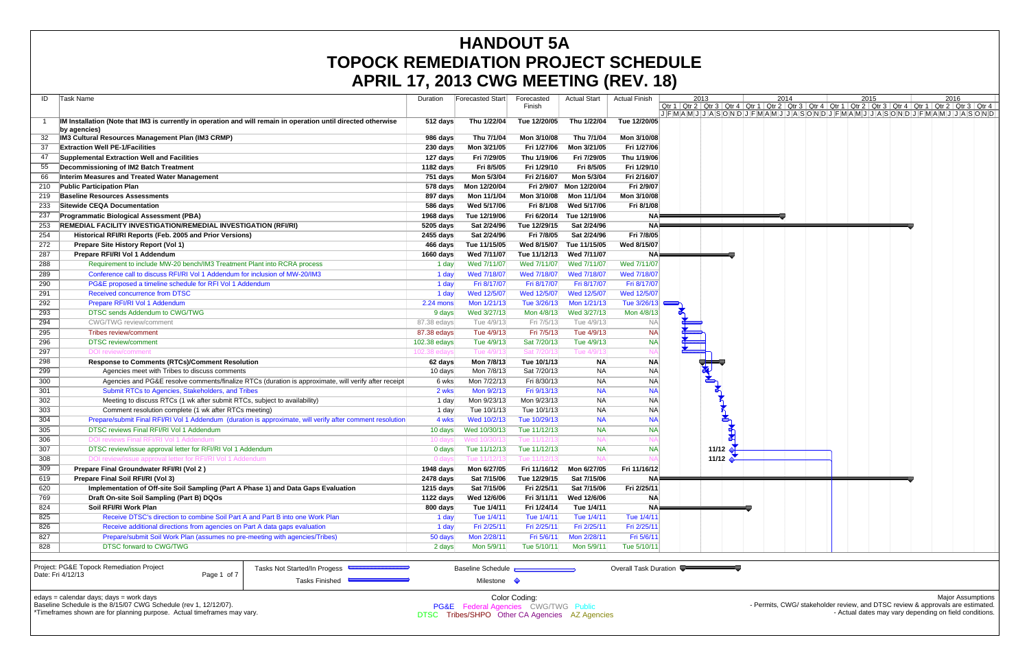# HANDOUT 5A

# TOPOCK REMEDIATION PROJECT SCHEDULE

# APRIL 17, 2013 CWG MEETING (REV. 18)

| ID | Task Name | Duration | Forecasted Start | Forecasted Finish | Actual Start | Actual Finish |
|---|---|---|---|---|---|---|
| 1 | **IM Installation (Note that IM3 is currently in operation and will remain in operation until directed otherwise by agencies)** | **512 days** | **Thu 1/22/04** | **Tue 12/20/05** | **Thu 1/22/04** | **Tue 12/20/05** |
| 32 | **IM3 Cultural Resources Management Plan (IM3 CRMP)** | **986 days** | **Thu 7/1/04** | **Mon 3/10/08** | **Thu 7/1/04** | **Mon 3/10/08** |
| 37 | **Extraction Well PE-1/Facilities** | **230 days** | **Mon 3/21/05** | **Fri 1/27/06** | **Mon 3/21/05** | **Fri 1/27/06** |
| 47 | **Supplemental Extraction Well and Facilities** | **127 days** | **Fri 7/29/05** | **Thu 1/19/06** | **Fri 7/29/05** | **Thu 1/19/06** |
| 55 | **Decommissioning of IM2 Batch Treatment** | **1182 days** | **Fri 8/5/05** | **Fri 1/29/10** | **Fri 8/5/05** | **Fri 1/29/10** |
| 66 | **Interim Measures and Treated Water Management** | **751 days** | **Mon 5/3/04** | **Fri 2/16/07** | **Mon 5/3/04** | **Fri 2/16/07** |
| 210 | **Public Participation Plan** | **578 days** | **Mon 12/20/04** | **Fri 2/9/07** | **Mon 12/20/04** | **Fri 2/9/07** |
| 219 | **Baseline Resources Assessments** | **897 days** | **Mon 11/1/04** | **Mon 3/10/08** | **Mon 11/1/04** | **Mon 3/10/08** |
| 233 | **Sitewide CEQA Documentation** | **586 days** | **Wed 5/17/06** | **Fri 8/1/08** | **Wed 5/17/06** | **Fri 8/1/08** |
| 237 | **Programmatic Biological Assessment (PBA)** | **1968 days** | **Tue 12/19/06** | **Fri 6/20/14** | **Tue 12/19/06** | **NA** |
| 253 | **REMEDIAL FACILITY INVESTIGATION/REMEDIAL INVESTIGATION (RFI/RI)** | **5205 days** | **Sat 2/24/96** | **Tue 12/29/15** | **Sat 2/24/96** | **NA** |
| 254 | **Historical RFI/RI Reports (Feb. 2005 and Prior Versions)** | **2455 days** | **Sat 2/24/96** | **Fri 7/8/05** | **Sat 2/24/96** | **Fri 7/8/05** |
| 272 | **Prepare Site History Report (Vol 1)** | **466 days** | **Tue 11/15/05** | **Wed 8/15/07** | **Tue 11/15/05** | **Wed 8/15/07** |
| 287 | **Prepare RFI/RI Vol 1 Addendum** | **1660 days** | **Wed 7/11/07** | **Tue 11/12/13** | **Wed 7/11/07** | **NA** |
| 288 | Requirement to include MW-20 bench/IM3 Treatment Plant into RCRA process | 1 day | Wed 7/11/07 | Wed 7/11/07 | Wed 7/11/07 | Wed 7/11/07 |
| 289 | Conference call to discuss RFI/RI Vol 1 Addendum for inclusion of MW-20/IM3 | 1 day | Wed 7/18/07 | Wed 7/18/07 | Wed 7/18/07 | Wed 7/18/07 |
| 290 | PG&E proposed a timeline schedule for RFI Vol 1 Addendum | 1 day | Fri 8/17/07 | Fri 8/17/07 | Fri 8/17/07 | Fri 8/17/07 |
| 291 | Received concurrence from DTSC | 1 day | Wed 12/5/07 | Wed 12/5/07 | Wed 12/5/07 | Wed 12/5/07 |
| 292 | Prepare RFI/RI Vol 1 Addendum | 2.24 mons | Mon 1/21/13 | Tue 3/26/13 | Mon 1/21/13 | Tue 3/26/13 |
| 293 | DTSC sends Addendum to CWG/TWG | 9 days | Wed 3/27/13 | Mon 4/8/13 | Wed 3/27/13 | Mon 4/8/13 |
| 294 | CWG/TWG review/comment | 87.38 edays | Tue 4/9/13 | Fri 7/5/13 | Tue 4/9/13 | NA |
| 295 | Tribes review/comment | 87.38 edays | Tue 4/9/13 | Fri 7/5/13 | Tue 4/9/13 | NA |
| 296 | DTSC review/comment | 102.38 edays | Tue 4/9/13 | Sat 7/20/13 | Tue 4/9/13 | NA |
| 297 | DOI review/comment | 102.38 edays | Tue 4/9/13 | Sat 7/20/13 | Tue 4/9/13 | NA |
| 298 | **Response to Comments (RTCs)/Comment Resolution** | **62 days** | **Mon 7/8/13** | **Tue 10/1/13** | **NA** | **NA** |
| 299 | Agencies meet with Tribes to discuss comments | 10 days | Mon 7/8/13 | Sat 7/20/13 | NA | NA |
| 300 | Agencies and PG&E resolve comments/finalize RTCs (duration is approximate, will verify after receipt | 6 wks | Mon 7/22/13 | Fri 8/30/13 | NA | NA |
| 301 | Submit RTCs to Agencies, Stakeholders, and Tribes | 2 wks | Mon 9/2/13 | Fri 9/13/13 | NA | NA |
| 302 | Meeting to discuss RTCs (1 wk after submit RTCs, subject to availability) | 1 day | Mon 9/23/13 | Mon 9/23/13 | NA | NA |
| 303 | Comment resolution complete (1 wk after RTCs meeting) | 1 day | Tue 10/1/13 | Tue 10/1/13 | NA | NA |
| 304 | Prepare/submit Final RFI/RI Vol 1 Addendum (duration is approximate, will verify after comment resolution | 4 wks | Wed 10/2/13 | Tue 10/29/13 | NA | NA |
| 305 | DTSC reviews Final RFI/RI Vol 1 Addendum | 10 days | Wed 10/30/13 | Tue 11/12/13 | NA | NA |
| 306 | DOI reviews Final RFI/RI Vol 1 Addendum | 10 days | Wed 10/30/13 | Tue 11/12/13 | NA | NA |
| 307 | DTSC review/issue approval letter for RFI/RI Vol 1 Addendum | 0 days | Tue 11/12/13 | Tue 11/12/13 | NA | NA |
| 308 | DOI review/issue approval letter for RFI/RI Vol 1 Addendum | 0 days | Tue 11/12/13 | Tue 11/12/13 | NA | NA |
| 309 | **Prepare Final Groundwater RFI/RI (Vol 2 )** | **1948 days** | **Mon 6/27/05** | **Fri 11/16/12** | **Mon 6/27/05** | **Fri 11/16/12** |
| 619 | **Prepare Final Soil RFI/RI (Vol 3)** | **2478 days** | **Sat 7/15/06** | **Tue 12/29/15** | **Sat 7/15/06** | **NA** |
| 620 | **Implementation of Off-site Soil Sampling (Part A Phase 1) and Data Gaps Evaluation** | **1215 days** | **Sat 7/15/06** | **Fri 2/25/11** | **Sat 7/15/06** | **Fri 2/25/11** |
| 769 | **Draft On-site Soil Sampling (Part B) DQOs** | **1122 days** | **Wed 12/6/06** | **Fri 3/11/11** | **Wed 12/6/06** | **NA** |
| 824 | **Soil RFI/RI Work Plan** | **800 days** | **Tue 1/4/11** | **Fri 1/24/14** | **Tue 1/4/11** | **NA** |
| 825 | Receive DTSC's direction to combine Soil Part A and Part B into one Work Plan | 1 day | Tue 1/4/11 | Tue 1/4/11 | Tue 1/4/11 | Tue 1/4/11 |
| 826 | Receive additional directions from agencies on Part A data gaps evaluation | 1 day | Fri 2/25/11 | Fri 2/25/11 | Fri 2/25/11 | Fri 2/25/11 |
| 827 | Prepare/submit Soil Work Plan (assumes no pre-meeting with agencies/Tribes) | 50 days | Mon 2/28/11 | Fri 5/6/11 | Mon 2/28/11 | Fri 5/6/11 |
| 828 | DTSC forward to CWG/TWG | 2 days | Mon 5/9/11 | Tue 5/10/11 | Mon 5/9/11 | Tue 5/10/11 |

Project: PG&E Topock Remediation Project
Date: Fri 4/12/13

Legend: Tasks Not Started/In Progress; Tasks Finished; Baseline Schedule; Milestone; Overall Task Duration

edays = calendar days; days = work days
Baseline Schedule is the 8/15/07 CWG Schedule (rev 1, 12/12/07).
*Timeframes shown are for planning purpose. Actual timeframes may vary.

Color Coding:
PG&E Federal Agencies CWG/TWG Public
DTSC Tribes/SHPO Other CA Agencies AZ Agencies

Major Assumptions
- Permits, CWG/ stakeholder review, and DTSC review & approvals are estimated.
- Actual dates may vary depending on field conditions.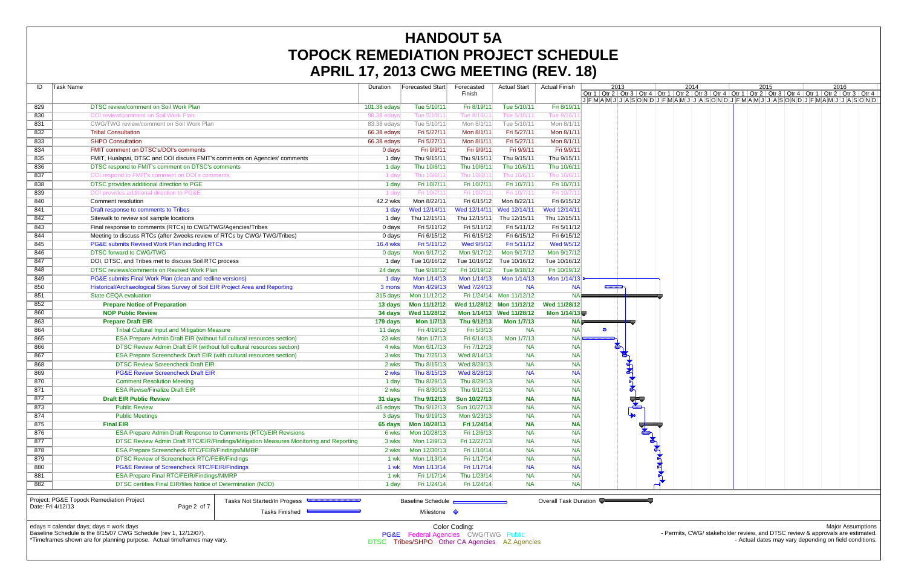# HANDOUT 5A
# TOPOCK REMEDIATION PROJECT SCHEDULE
# APRIL 17, 2013 CWG MEETING (REV. 18)

| ID | Task Name | Duration | Forecasted Start | Forecasted Finish | Actual Start | Actual Finish |
|---|---|---|---|---|---|---|
| 829 | DTSC review/comment on Soil Work Plan | 101.38 edays | Tue 5/10/11 | Fri 8/19/11 | Tue 5/10/11 | Fri 8/19/11 |
| 830 | DOI review/comment on Soil Work Plan | 98.38 edays | Tue 5/10/11 | Tue 8/16/11 | Tue 5/10/11 | Tue 8/16/11 |
| 831 | CWG/TWG review/comment on Soil Work Plan | 83.38 edays | Tue 5/10/11 | Mon 8/1/11 | Tue 5/10/11 | Mon 8/1/11 |
| 832 | Tribal Consultation | 66.38 edays | Fri 5/27/11 | Mon 8/1/11 | Fri 5/27/11 | Mon 8/1/11 |
| 833 | SHPO Consultation | 66.38 edays | Fri 5/27/11 | Mon 8/1/11 | Fri 5/27/11 | Mon 8/1/11 |
| 834 | FMIT comment on DTSC's/DOI's comments | 0 days | Fri 9/9/11 | Fri 9/9/11 | Fri 9/9/11 | Fri 9/9/11 |
| 835 | FMIT, Hualapai, DTSC and DOI discuss FMIT's comments on Agencies' comments | 1 day | Thu 9/15/11 | Thu 9/15/11 | Thu 9/15/11 | Thu 9/15/11 |
| 836 | DTSC respond to FMIT's comment on DTSC's comments | 1 day | Thu 10/6/11 | Thu 10/6/11 | Thu 10/6/11 | Thu 10/6/11 |
| 837 | DOI respond to FMIT's comment on DOI's comments | 1 day | Thu 10/6/11 | Thu 10/6/11 | Thu 10/6/11 | Thu 10/6/11 |
| 838 | DTSC provides additional direction to PGE | 1 day | Fri 10/7/11 | Fri 10/7/11 | Fri 10/7/11 | Fri 10/7/11 |
| 839 | DOI provides additional direction to PG&E | 1 day | Fri 10/7/11 | Fri 10/7/11 | Fri 10/7/11 | Fri 10/7/11 |
| 840 | Comment resolution | 42.2 wks | Mon 8/22/11 | Fri 6/15/12 | Mon 8/22/11 | Fri 6/15/12 |
| 841 | Draft response to comments to Tribes | 1 day | Wed 12/14/11 | Wed 12/14/11 | Wed 12/14/11 | Wed 12/14/11 |
| 842 | Sitewalk to review soil sample locations | 1 day | Thu 12/15/11 | Thu 12/15/11 | Thu 12/15/11 | Thu 12/15/11 |
| 843 | Final response to comments (RTCs) to CWG/TWG/Agencies/Tribes | 0 days | Fri 5/11/12 | Fri 5/11/12 | Fri 5/11/12 | Fri 5/11/12 |
| 844 | Meeting to discuss RTCs (after 2weeks review of RTCs by CWG/ TWG/Tribes) | 0 days | Fri 6/15/12 | Fri 6/15/12 | Fri 6/15/12 | Fri 6/15/12 |
| 845 | PG&E submits Revised Work Plan including RTCs | 16.4 wks | Fri 5/11/12 | Wed 9/5/12 | Fri 5/11/12 | Wed 9/5/12 |
| 846 | DTSC forward to CWG/TWG | 0 days | Mon 9/17/12 | Mon 9/17/12 | Mon 9/17/12 | Mon 9/17/12 |
| 847 | DOI, DTSC, and Tribes met to discuss Soil RTC process | 1 day | Tue 10/16/12 | Tue 10/16/12 | Tue 10/16/12 | Tue 10/16/12 |
| 848 | DTSC reviews/comments on Revised Work Plan | 24 days | Tue 9/18/12 | Fri 10/19/12 | Tue 9/18/12 | Fri 10/19/12 |
| 849 | PG&E submits Final Work Plan (clean and redline versions) | 1 day | Mon 1/14/13 | Mon 1/14/13 | Mon 1/14/13 | Mon 1/14/13 |
| 850 | Historical/Archaeological Sites Survey of Soil EIR Project Area and Reporting | 3 mons | Mon 4/29/13 | Wed 7/24/13 | NA | NA |
| 851 | State CEQA evaluation | 315 days | Mon 11/12/12 | Fri 1/24/14 | Mon 11/12/12 | NA |
| 852 | **Prepare Notice of Preparation** | **13 days** | **Mon 11/12/12** | **Wed 11/28/12** | **Mon 11/12/12** | **Wed 11/28/12** |
| 860 | **NOP Public Review** | **34 days** | **Wed 11/28/12** | **Mon 1/14/13** | **Wed 11/28/12** | **Mon 1/14/13** |
| 863 | **Prepare Draft EIR** | **179 days** | **Mon 1/7/13** | **Thu 9/12/13** | **Mon 1/7/13** | **NA** |
| 864 | Tribal Cultural Input and Mitigation Measure | 11 days | Fri 4/19/13 | Fri 5/3/13 | NA | NA |
| 865 | ESA Prepare Admin Draft EIR (without full cultural resources section) | 23 wks | Mon 1/7/13 | Fri 6/14/13 | Mon 1/7/13 | NA |
| 866 | DTSC Review Admin Draft EIR (without full cultural resources section) | 4 wks | Mon 6/17/13 | Fri 7/12/13 | NA | NA |
| 867 | ESA Prepare Screencheck Draft EIR (with cultural resources section) | 3 wks | Thu 7/25/13 | Wed 8/14/13 | NA | NA |
| 868 | DTSC Review Screencheck Draft EIR | 2 wks | Thu 8/15/13 | Wed 8/28/13 | NA | NA |
| 869 | PG&E Review Screencheck Draft EIR | 2 wks | Thu 8/15/13 | Wed 8/28/13 | NA | NA |
| 870 | Comment Resolution Meeting | 1 day | Thu 8/29/13 | Thu 8/29/13 | NA | NA |
| 871 | ESA Revise/Finalize Draft EIR | 2 wks | Fri 8/30/13 | Thu 9/12/13 | NA | NA |
| 872 | **Draft EIR Public Review** | **31 days** | **Thu 9/12/13** | **Sun 10/27/13** | **NA** | **NA** |
| 873 | Public Review | 45 edays | Thu 9/12/13 | Sun 10/27/13 | NA | NA |
| 874 | Public Meetings | 3 days | Thu 9/19/13 | Mon 9/23/13 | NA | NA |
| 875 | **Final EIR** | **65 days** | **Mon 10/28/13** | **Fri 1/24/14** | **NA** | **NA** |
| 876 | ESA Prepare Admin Draft Response to Comments (RTC)/EIR Revisions | 6 wks | Mon 10/28/13 | Fri 12/6/13 | NA | NA |
| 877 | DTSC Review Admin Draft RTC/EIR/Findings/Mitigation Measures Monitoring and Reporting | 3 wks | Mon 12/9/13 | Fri 12/27/13 | NA | NA |
| 878 | ESA Prepare Screencheck RTC/FEIR/Findings/MMRP | 2 wks | Mon 12/30/13 | Fri 1/10/14 | NA | NA |
| 879 | DTSC Review of Screencheck RTC/FEIR/Findings | 1 wk | Mon 1/13/14 | Fri 1/17/14 | NA | NA |
| 880 | PG&E Review of Screencheck RTC/FEIR/Findings | 1 wk | Mon 1/13/14 | Fri 1/17/14 | NA | NA |
| 881 | ESA Prepare Final RTC/FEIR/Findings/MMRP | 1 wk | Fri 1/17/14 | Thu 1/23/14 | NA | NA |
| 882 | DTSC certifies Final EIR/files Notice of Determination (NOD) | 1 day | Fri 1/24/14 | Fri 1/24/14 | NA | NA |

Project: PG&E Topock Remediation Project
Date: Fri 4/12/13

Legend: Tasks Not Started/In Progess; Tasks Finished; Baseline Schedule; Milestone; Overall Task Duration

edays = calendar days; days = work days
Baseline Schedule is the 8/15/07 CWG Schedule (rev 1, 12/12/07).
*Timeframes shown are for planning purpose. Actual timeframes may vary.

Color Coding:
PG&E Federal Agencies CWG/TWG Public
DTSC Tribes/SHPO Other CA Agencies AZ Agencies

Major Assumptions
- Permits, CWG/ stakeholder review, and DTSC review & approvals are estimated.
- Actual dates may vary depending on field conditions.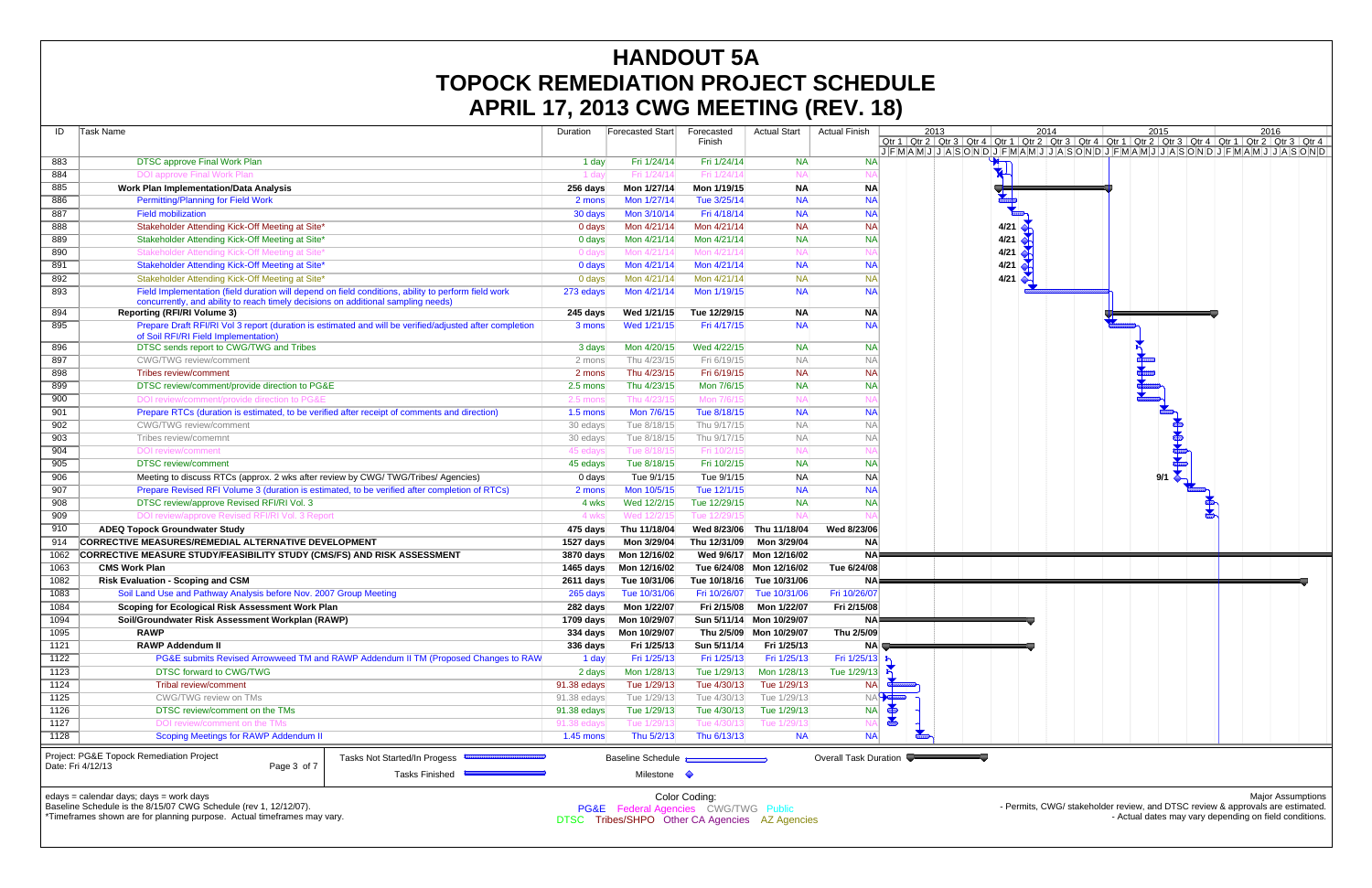# HANDOUT 5A
# TOPOCK REMEDIATION PROJECT SCHEDULE
# APRIL 17, 2013 CWG MEETING (REV. 18)

| ID | Task Name | Duration | Forecasted Start | Forecasted Finish | Actual Start | Actual Finish |
|---|---|---|---|---|---|---|
| 883 | DTSC approve Final Work Plan | 1 day | Fri 1/24/14 | Fri 1/24/14 | NA | NA |
| 884 | DOI approve Final Work Plan | 1 day | Fri 1/24/14 | Fri 1/24/14 | NA | NA |
| 885 | **Work Plan Implementation/Data Analysis** | **256 days** | **Mon 1/27/14** | **Mon 1/19/15** | **NA** | **NA** |
| 886 | Permitting/Planning for Field Work | 2 mons | Mon 1/27/14 | Tue 3/25/14 | NA | NA |
| 887 | Field mobilization | 30 days | Mon 3/10/14 | Fri 4/18/14 | NA | NA |
| 888 | Stakeholder Attending Kick-Off Meeting at Site* | 0 days | Mon 4/21/14 | Mon 4/21/14 | NA | NA |
| 889 | Stakeholder Attending Kick-Off Meeting at Site* | 0 days | Mon 4/21/14 | Mon 4/21/14 | NA | NA |
| 890 | Stakeholder Attending Kick-Off Meeting at Site* | 0 days | Mon 4/21/14 | Mon 4/21/14 | NA | NA |
| 891 | Stakeholder Attending Kick-Off Meeting at Site* | 0 days | Mon 4/21/14 | Mon 4/21/14 | NA | NA |
| 892 | Stakeholder Attending Kick-Off Meeting at Site* | 0 days | Mon 4/21/14 | Mon 4/21/14 | NA | NA |
| 893 | Field Implementation (field duration will depend on field conditions, ability to perform field work concurrently, and ability to reach timely decisions on additional sampling needs) | 273 edays | Mon 4/21/14 | Mon 1/19/15 | NA | NA |
| 894 | **Reporting (RFI/RI Volume 3)** | **245 days** | **Wed 1/21/15** | **Tue 12/29/15** | **NA** | **NA** |
| 895 | Prepare Draft RFI/RI Vol 3 report (duration is estimated and will be verified/adjusted after completion of Soil RFI/RI Field Implementation) | 3 mons | Wed 1/21/15 | Fri 4/17/15 | NA | NA |
| 896 | DTSC sends report to CWG/TWG and Tribes | 3 days | Mon 4/20/15 | Wed 4/22/15 | NA | NA |
| 897 | CWG/TWG review/comment | 2 mons | Thu 4/23/15 | Fri 6/19/15 | NA | NA |
| 898 | Tribes review/comment | 2 mons | Thu 4/23/15 | Fri 6/19/15 | NA | NA |
| 899 | DTSC review/comment/provide direction to PG&E | 2.5 mons | Thu 4/23/15 | Mon 7/6/15 | NA | NA |
| 900 | DOI review/comment/provide direction to PG&E | 2.5 mons | Thu 4/23/15 | Mon 7/6/15 | NA | NA |
| 901 | Prepare RTCs (duration is estimated, to be verified after receipt of comments and direction) | 1.5 mons | Mon 7/6/15 | Tue 8/18/15 | NA | NA |
| 902 | CWG/TWG review/comment | 30 edays | Tue 8/18/15 | Thu 9/17/15 | NA | NA |
| 903 | Tribes review/comemnt | 30 edays | Tue 8/18/15 | Thu 9/17/15 | NA | NA |
| 904 | DOI review/comment | 45 edays | Tue 8/18/15 | Fri 10/2/15 | NA | NA |
| 905 | DTSC review/comment | 45 edays | Tue 8/18/15 | Fri 10/2/15 | NA | NA |
| 906 | Meeting to discuss RTCs (approx. 2 wks after review by CWG/ TWG/Tribes/ Agencies) | 0 days | Tue 9/1/15 | Tue 9/1/15 | NA | NA |
| 907 | Prepare Revised RFI Volume 3 (duration is estimated, to be verified after completion of RTCs) | 2 mons | Mon 10/5/15 | Tue 12/1/15 | NA | NA |
| 908 | DTSC review/approve Revised RFI/RI Vol. 3 | 4 wks | Wed 12/2/15 | Tue 12/29/15 | NA | NA |
| 909 | DOI review/approve Revised RFI/RI Vol. 3 Report | 4 wks | Wed 12/2/15 | Tue 12/29/15 | NA | NA |
| 910 | **ADEQ Topock Groundwater Study** | **475 days** | **Thu 11/18/04** | **Wed 8/23/06** | **Thu 11/18/04** | **Wed 8/23/06** |
| 914 | **CORRECTIVE MEASURES/REMEDIAL ALTERNATIVE DEVELOPMENT** | **1527 days** | **Mon 3/29/04** | **Thu 12/31/09** | **Mon 3/29/04** | **NA** |
| 1062 | **CORRECTIVE MEASURE STUDY/FEASIBILITY STUDY (CMS/FS) AND RISK ASSESSMENT** | **3870 days** | **Mon 12/16/02** | **Wed 9/6/17** | **Mon 12/16/02** | **NA** |
| 1063 | **CMS Work Plan** | **1465 days** | **Mon 12/16/02** | **Tue 6/24/08** | **Mon 12/16/02** | **Tue 6/24/08** |
| 1082 | **Risk Evaluation - Scoping and CSM** | **2611 days** | **Tue 10/31/06** | **Tue 10/18/16** | **Tue 10/31/06** | **NA** |
| 1083 | Soil Land Use and Pathway Analysis before Nov. 2007 Group Meeting | 265 days | Tue 10/31/06 | Fri 10/26/07 | Tue 10/31/06 | Fri 10/26/07 |
| 1084 | **Scoping for Ecological Risk Assessment Work Plan** | **282 days** | **Mon 1/22/07** | **Fri 2/15/08** | **Mon 1/22/07** | **Fri 2/15/08** |
| 1094 | **Soil/Groundwater Risk Assessment Workplan (RAWP)** | **1709 days** | **Mon 10/29/07** | **Sun 5/11/14** | **Mon 10/29/07** | **NA** |
| 1095 | **RAWP** | **334 days** | **Mon 10/29/07** | **Thu 2/5/09** | **Mon 10/29/07** | **Thu 2/5/09** |
| 1121 | **RAWP Addendum II** | **336 days** | **Fri 1/25/13** | **Sun 5/11/14** | **Fri 1/25/13** | **NA** |
| 1122 | PG&E submits Revised Arrowweed TM and RAWP Addendum II TM (Proposed Changes to RAW | 1 day | Fri 1/25/13 | Fri 1/25/13 | Fri 1/25/13 | Fri 1/25/13 |
| 1123 | DTSC forward to CWG/TWG | 2 days | Mon 1/28/13 | Tue 1/29/13 | Mon 1/28/13 | Tue 1/29/13 |
| 1124 | Tribal review/comment | 91.38 edays | Tue 1/29/13 | Tue 4/30/13 | Tue 1/29/13 | NA |
| 1125 | CWG/TWG review on TMs | 91.38 edays | Tue 1/29/13 | Tue 4/30/13 | Tue 1/29/13 | NA |
| 1126 | DTSC review/comment on the TMs | 91.38 edays | Tue 1/29/13 | Tue 4/30/13 | Tue 1/29/13 | NA |
| 1127 | DOI review/comment on the TMs | 91.38 edays | Tue 1/29/13 | Tue 4/30/13 | Tue 1/29/13 | NA |
| 1128 | Scoping Meetings for RAWP Addendum II | 1.45 mons | Thu 5/2/13 | Thu 6/13/13 | NA | NA |

Project: PG&E Topock Remediation Project
Date: Fri 4/12/13

Legend: Tasks Not Started/In Progess; Tasks Finished; Baseline Schedule; Milestone; Overall Task Duration

edays = calendar days; days = work days
Baseline Schedule is the 8/15/07 CWG Schedule (rev 1, 12/12/07).
*Timeframes shown are for planning purpose. Actual timeframes may vary.

Color Coding: PG&E, Federal Agencies, CWG/TWG, Public, DTSC, Tribes/SHPO, Other CA Agencies, AZ Agencies

Major Assumptions
- Permits, CWG/ stakeholder review, and DTSC review & approvals are estimated.
- Actual dates may vary depending on field conditions.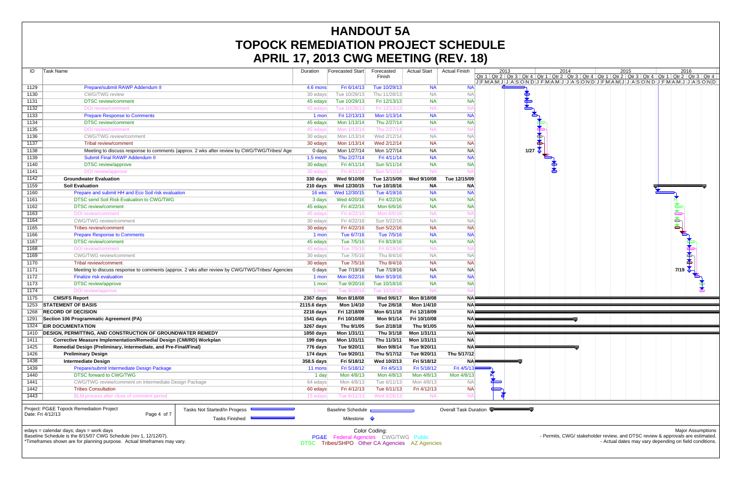# HANDOUT 5A
# TOPOCK REMEDIATION PROJECT SCHEDULE
# APRIL 17, 2013 CWG MEETING (REV. 18)

| ID | Task Name | Duration | Forecasted Start | Forecasted Finish | Actual Start | Actual Finish |
|---|---|---|---|---|---|---|
| 1129 | Prepare/submit RAWP Addendum II | 4.6 mons | Fri 6/14/13 | Tue 10/29/13 | NA | NA |
| 1130 | CWG/TWG review | 30 edays | Tue 10/29/13 | Thu 11/28/13 | NA | NA |
| 1131 | DTSC review/comment | 45 edays | Tue 10/29/13 | Fri 12/13/13 | NA | NA |
| 1132 | DOI review/comment | 45 edays | Tue 10/29/13 | Fri 12/13/13 | NA | NA |
| 1133 | Prepare Response to Comments | 1 mon | Fri 12/13/13 | Mon 1/13/14 | NA | NA |
| 1134 | DTSC review/comment | 45 edays | Mon 1/13/14 | Thu 2/27/14 | NA | NA |
| 1135 | DOI review/comment | 45 edays | Mon 1/13/14 | Thu 2/27/14 | NA | NA |
| 1136 | CWG/TWG review/comment | 30 edays | Mon 1/13/14 | Wed 2/12/14 | NA | NA |
| 1137 | Tribal review/comment | 30 edays | Mon 1/13/14 | Wed 2/12/14 | NA | NA |
| 1138 | Meeting to discuss response to comments (approx. 2 wks after review by CWG/TWG/Tribes/ Age | 0 days | Mon 1/27/14 | Mon 1/27/14 | NA | NA |
| 1139 | Submit Final RAWP Addendum II | 1.5 mons | Thu 2/27/14 | Fri 4/11/14 | NA | NA |
| 1140 | DTSC review/approve | 30 edays | Fri 4/11/14 | Sun 5/11/14 | NA | NA |
| 1141 | DOI review/approve | 30 edays | Fri 4/11/14 | Sun 5/11/14 | NA | NA |
| 1142 | **Groundwater Evaluation** | **330 days** | **Wed 9/10/08** | **Tue 12/15/09** | **Wed 9/10/08** | **Tue 12/15/09** |
| 1159 | **Soil Evaluation** | **210 days** | **Wed 12/30/15** | **Tue 10/18/16** | **NA** | **NA** |
| 1160 | Prepare and submit HH and Eco Soil risk evaluation | 16 wks | Wed 12/30/15 | Tue 4/19/16 | NA | NA |
| 1161 | DTSC send Soil Risk Evaluation to CWG/TWG | 3 days | Wed 4/20/16 | Fri 4/22/16 | NA | NA |
| 1162 | DTSC review/comment | 45 edays | Fri 4/22/16 | Mon 6/6/16 | NA | NA |
| 1163 | DOI review/comment | 45 edays | Fri 4/22/16 | Mon 6/6/16 | NA | NA |
| 1164 | CWG/TWG review/comment | 30 edays | Fri 4/22/16 | Sun 5/22/16 | NA | NA |
| 1165 | Tribes review/comment | 30 edays | Fri 4/22/16 | Sun 5/22/16 | NA | NA |
| 1166 | Prepare Response to Comments | 1 mon | Tue 6/7/16 | Tue 7/5/16 | NA | NA |
| 1167 | DTSC review/comment | 45 edays | Tue 7/5/16 | Fri 8/19/16 | NA | NA |
| 1168 | DOI review/comment | 45 edays | Tue 7/5/16 | Fri 8/19/16 | NA | NA |
| 1169 | CWG/TWG review/comment | 30 edays | Tue 7/5/16 | Thu 8/4/16 | NA | NA |
| 1170 | Tribal review/comment | 30 edays | Tue 7/5/16 | Thu 8/4/16 | NA | NA |
| 1171 | Meeting to discuss response to comments (approx. 2 wks after review by CWG/TWG/Tribes/ Agencies | 0 days | Tue 7/19/16 | Tue 7/19/16 | NA | NA |
| 1172 | Finalize risk evaluation | 1 mon | Mon 8/22/16 | Mon 9/19/16 | NA | NA |
| 1173 | DTSC review/approve | 1 mon | Tue 9/20/16 | Tue 10/18/16 | NA | NA |
| 1174 | DOI review/approve | 1 mon | Tue 9/20/16 | Tue 10/18/16 | NA | NA |
| 1175 | **CMS/FS Report** | **2367 days** | **Mon 8/18/08** | **Wed 9/6/17** | **Mon 8/18/08** | **NA** |
| 1253 | **STATEMENT OF BASIS** | **2115.6 days** | **Mon 1/4/10** | **Tue 2/6/18** | **Mon 1/4/10** | **NA** |
| 1268 | **RECORD OF DECISION** | **2216 days** | **Fri 12/18/09** | **Mon 6/11/18** | **Fri 12/18/09** | **NA** |
| 1291 | **Section 106 Programmatic Agreement (PA)** | **1541 days** | **Fri 10/10/08** | **Mon 9/1/14** | **Fri 10/10/08** | **NA** |
| 1324 | **EIR DOCUMENTATION** | **3267 days** | **Thu 9/1/05** | **Sun 2/18/18** | **Thu 9/1/05** | **NA** |
| 1410 | **DESIGN, PERMITTING, AND CONSTRUCTION OF GROUNDWATER REMEDY** | **1850 days** | **Mon 1/31/11** | **Thu 3/1/18** | **Mon 1/31/11** | **NA** |
| 1411 | **Corrective Measure Implementation/Remedial Design (CMI/RD) Workplan** | **199 days** | **Mon 1/31/11** | **Thu 11/3/11** | **Mon 1/31/11** | **NA** |
| 1425 | **Remedial Design (Preliminary, Intermediate, and Pre-Final/Final)** | **776 days** | **Tue 9/20/11** | **Mon 9/8/14** | **Tue 9/20/11** | **NA** |
| 1426 | **Preliminary Design** | **174 days** | **Tue 9/20/11** | **Thu 5/17/12** | **Tue 9/20/11** | **Thu 5/17/12** |
| 1438 | **Intermediate Design** | **358.5 days** | **Fri 5/18/12** | **Wed 10/2/13** | **Fri 5/18/12** | **NA** |
| 1439 | Prepare/submit Intermediate Design Package | 11 mons | Fri 5/18/12 | Fri 4/5/13 | Fri 5/18/12 | Fri 4/5/13 |
| 1440 | DTSC forward to CWG/TWG | 1 day | Mon 4/8/13 | Mon 4/8/13 | Mon 4/8/13 | Mon 4/8/13 |
| 1441 | CWG/TWG review/comment on Intermediate Design Package | 64 edays | Mon 4/8/13 | Tue 6/11/13 | Mon 4/8/13 | NA |
| 1442 | Tribes Consultation | 60 edays | Fri 4/12/13 | Tue 6/11/13 | Fri 4/12/13 | NA |
| 1443 | BLM process after close of comment period | 15 edays | Tue 6/11/13 | Wed 6/26/13 | NA | NA |

Project: PG&E Topock Remediation Project
Date: Fri 4/12/13

Legend: Tasks Not Started/In Progess; Tasks Finished; Baseline Schedule; Milestone; Overall Task Duration

edays = calendar days; days = work days
Baseline Schedule is the 8/15/07 CWG Schedule (rev 1, 12/12/07).
*Timeframes shown are for planning purpose. Actual timeframes may vary.

Color Coding:
PG&E Federal Agencies CWG/TWG Public
DTSC Tribes/SHPO Other CA Agencies AZ Agencies

Major Assumptions
- Permits, CWG/ stakeholder review, and DTSC review & approvals are estimated.
- Actual dates may vary depending on field conditions.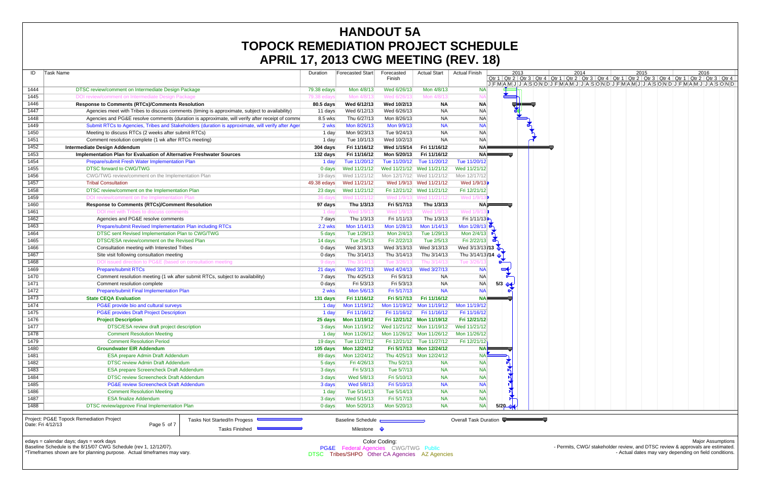# HANDOUT 5A
# TOPOCK REMEDIATION PROJECT SCHEDULE
# APRIL 17, 2013 CWG MEETING (REV. 18)

| ID | Task Name | Duration | Forecasted Start | Forecasted Finish | Actual Start | Actual Finish |
|---|---|---|---|---|---|---|
| 1444 | DTSC review/comment on Intermediate Design Package | 79.38 edays | Mon 4/8/13 | Wed 6/26/13 | Mon 4/8/13 | NA |
| 1445 | DOI review/comment on Intermediate Design Package | 79.38 edays | Mon 4/8/13 | Wed 6/26/13 | Mon 4/8/13 | NA |
| 1446 | **Response to Comments (RTCs)/Comments Resolution** | **80.5 days** | **Wed 6/12/13** | **Wed 10/2/13** | **NA** | **NA** |
| 1447 | Agencies meet with Tribes to discuss comments (timing is approximate, subject to availability) | 11 days | Wed 6/12/13 | Wed 6/26/13 | NA | NA |
| 1448 | Agencies and PG&E resolve comments (duration is approximate, will verify after receipt of comme | 8.5 wks | Thu 6/27/13 | Mon 8/26/13 | NA | NA |
| 1449 | Submit RTCs to Agencies, Tribes and Stakeholders (duration is approximate, will verify after Ager | 2 wks | Mon 8/26/13 | Mon 9/9/13 | NA | NA |
| 1450 | Meeting to discuss RTCs (2 weeks after submit RTCs) | 1 day | Mon 9/23/13 | Tue 9/24/13 | NA | NA |
| 1451 | Comment resolution complete (1 wk after RTCs meeting) | 1 day | Tue 10/1/13 | Wed 10/2/13 | NA | NA |
| 1452 | **Intermediate Design Addendum** | **304 days** | **Fri 11/16/12** | **Wed 1/15/14** | **Fri 11/16/12** | **NA** |
| 1453 | **Implementation Plan for Evaluation of Alternative Freshwater Sources** | **132 days** | **Fri 11/16/12** | **Mon 5/20/13** | **Fri 11/16/12** | **NA** |
| 1454 | Prepare/submit Fresh Water Implementation Plan | 1 day | Tue 11/20/12 | Tue 11/20/12 | Tue 11/20/12 | Tue 11/20/12 |
| 1455 | DTSC forward to CWG/TWG | 0 days | Wed 11/21/12 | Wed 11/21/12 | Wed 11/21/12 | Wed 11/21/12 |
| 1456 | CWG/TWG review/comment on the Implementation Plan | 19 days | Wed 11/21/12 | Mon 12/17/12 | Wed 11/21/12 | Mon 12/17/12 |
| 1457 | Tribal Consultation | 49.38 edays | Wed 11/21/12 | Wed 1/9/13 | Wed 11/21/12 | Wed 1/9/13 |
| 1458 | DTSC review/comment on the Implementation Plan | 23 days | Wed 11/21/12 | Fri 12/21/12 | Wed 11/21/12 | Fri 12/21/12 |
| 1459 | DOI review/comment on the Implementation Plan | 36 days | Wed 11/21/12 | Wed 1/9/13 | Wed 11/21/12 | Wed 1/9/13 |
| 1460 | **Response to Comments (RTCs)/Comment Resolution** | **97 days** | **Thu 1/3/13** | **Fri 5/17/13** | **Thu 1/3/13** | **NA** |
| 1461 | DOI met with Tribes to discuss comments | 1 day | Wed 1/9/13 | Wed 1/9/13 | Wed 1/9/13 | Wed 1/9/13 |
| 1462 | Agencies and PG&E resolve comments | 7 days | Thu 1/3/13 | Fri 1/11/13 | Thu 1/3/13 | Fri 1/11/13 |
| 1463 | Prepare/submit Revised Implementation Plan including RTCs | 2.2 wks | Mon 1/14/13 | Mon 1/28/13 | Mon 1/14/13 | Mon 1/28/13 |
| 1464 | DTSC sent Revised Implementation Plan to CWG/TWG | 5 days | Tue 1/29/13 | Mon 2/4/13 | Tue 1/29/13 | Mon 2/4/13 |
| 1465 | DTSC/ESA review/comment on the Revised Plan | 14 days | Tue 2/5/13 | Fri 2/22/13 | Tue 2/5/13 | Fri 2/22/13 |
| 1466 | Consultation meeting with Interested Tribes | 0 days | Wed 3/13/13 | Wed 3/13/13 | Wed 3/13/13 | Wed 3/13/13 |
| 1467 | Site visit following consultation meeting | 0 days | Thu 3/14/13 | Thu 3/14/13 | Thu 3/14/13 | Thu 3/14/13 |
| 1468 | DOI issued direction to PG&E (based on consultation meeting | 9 days | Thu 3/14/13 | Tue 3/26/13 | Thu 3/14/13 | Tue 3/26/13 |
| 1469 | Prepare/submit RTCs | 21 days | Wed 3/27/13 | Wed 4/24/13 | Wed 3/27/13 | NA |
| 1470 | Comment resolution meeting (1 wk after submit RTCs, subject to availability) | 7 days | Thu 4/25/13 | Fri 5/3/13 | NA | NA |
| 1471 | Comment resolution complete | 0 days | Fri 5/3/13 | Fri 5/3/13 | NA | NA |
| 1472 | Prepare/submit Final Implementation Plan | 2 wks | Mon 5/6/13 | Fri 5/17/13 | NA | NA |
| 1473 | **State CEQA Evaluation** | **131 days** | **Fri 11/16/12** | **Fri 5/17/13** | **Fri 11/16/12** | **NA** |
| 1474 | PG&E provide bio and cultural surveys | 1 day | Mon 11/19/12 | Mon 11/19/12 | Mon 11/19/12 | Mon 11/19/12 |
| 1475 | PG&E provides Draft Project Description | 1 day | Fri 11/16/12 | Fri 11/16/12 | Fri 11/16/12 | Fri 11/16/12 |
| 1476 | **Project Description** | **25 days** | **Mon 11/19/12** | **Fri 12/21/12** | **Mon 11/19/12** | **Fri 12/21/12** |
| 1477 | DTSC/ESA review draft project description | 3 days | Mon 11/19/12 | Wed 11/21/12 | Mon 11/19/12 | Wed 11/21/12 |
| 1478 | Comment Resolution Meeting | 1 day | Mon 11/26/12 | Mon 11/26/12 | Mon 11/26/12 | Mon 11/26/12 |
| 1479 | Comment Resolution Period | 19 days | Tue 11/27/12 | Fri 12/21/12 | Tue 11/27/12 | Fri 12/21/12 |
| 1480 | **Groundwater EIR Addendum** | **105 days** | **Mon 12/24/12** | **Fri 5/17/13** | **Mon 12/24/12** | **NA** |
| 1481 | ESA prepare Admin Draft Addendum | 89 days | Mon 12/24/12 | Thu 4/25/13 | Mon 12/24/12 | NA |
| 1482 | DTSC review Admin Draft Addendum | 5 days | Fri 4/26/13 | Thu 5/2/13 | NA | NA |
| 1483 | ESA prepare Screencheck Draft Addendum | 3 days | Fri 5/3/13 | Tue 5/7/13 | NA | NA |
| 1484 | DTSC review Screencheck Draft Addendum | 3 days | Wed 5/8/13 | Fri 5/10/13 | NA | NA |
| 1485 | PG&E review Screencheck Draft Addendum | 3 days | Wed 5/8/13 | Fri 5/10/13 | NA | NA |
| 1486 | Comment Resolution Meeting | 1 day | Tue 5/14/13 | Tue 5/14/13 | NA | NA |
| 1487 | ESA finalize Addendum | 3 days | Wed 5/15/13 | Fri 5/17/13 | NA | NA |
| 1488 | DTSC review/approve Final Implementation Plan | 0 days | Mon 5/20/13 | Mon 5/20/13 | NA | NA |

Project: PG&E Topock Remediation Project
Date: Fri 4/12/13

Legend: Tasks Not Started/In Progess; Tasks Finished; Baseline Schedule; Milestone; Overall Task Duration

edays = calendar days; days = work days
Baseline Schedule is the 8/15/07 CWG Schedule (rev 1, 12/12/07).
*Timeframes shown are for planning purpose. Actual timeframes may vary.

Color Coding:
PG&E Federal Agencies CWG/TWG Public
DTSC Tribes/SHPO Other CA Agencies AZ Agencies

Major Assumptions
- Permits, CWG/ stakeholder review, and DTSC review & approvals are estimated.
- Actual dates may vary depending on field conditions.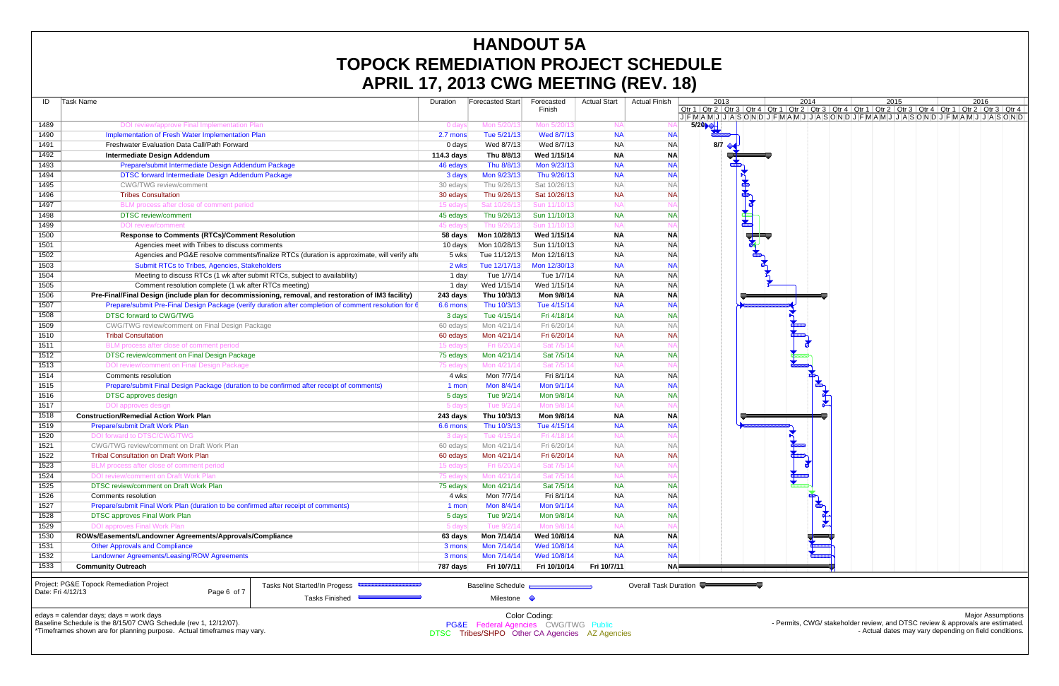# HANDOUT 5A
# TOPOCK REMEDIATION PROJECT SCHEDULE
# APRIL 17, 2013 CWG MEETING (REV. 18)

| ID | Task Name | Duration | Forecasted Start | Forecasted Finish | Actual Start | Actual Finish |
|---|---|---|---|---|---|---|
| 1489 | DOI review/approve Final Implementation Plan | 0 days | Mon 5/20/13 | Mon 5/20/13 | NA | NA |
| 1490 | Implementation of Fresh Water Implementation Plan | 2.7 mons | Tue 5/21/13 | Wed 8/7/13 | NA | NA |
| 1491 | Freshwater Evaluation Data Call/Path Forward | 0 days | Wed 8/7/13 | Wed 8/7/13 | NA | NA |
| 1492 | **Intermediate Design Addendum** | **114.3 days** | **Thu 8/8/13** | **Wed 1/15/14** | **NA** | **NA** |
| 1493 | Prepare/submit Intermediate Design Addendum Package | 46 edays | Thu 8/8/13 | Mon 9/23/13 | NA | NA |
| 1494 | DTSC forward Intermediate Design Addendum Package | 3 days | Mon 9/23/13 | Thu 9/26/13 | NA | NA |
| 1495 | CWG/TWG review/comment | 30 edays | Thu 9/26/13 | Sat 10/26/13 | NA | NA |
| 1496 | Tribes Consultation | 30 edays | Thu 9/26/13 | Sat 10/26/13 | NA | NA |
| 1497 | BLM process after close of comment period | 15 edays | Sat 10/26/13 | Sun 11/10/13 | NA | NA |
| 1498 | DTSC review/comment | 45 edays | Thu 9/26/13 | Sun 11/10/13 | NA | NA |
| 1499 | DOI review/comment | 45 edays | Thu 9/26/13 | Sun 11/10/13 | NA | NA |
| 1500 | **Response to Comments (RTCs)/Comment Resolution** | **58 days** | **Mon 10/28/13** | **Wed 1/15/14** | **NA** | **NA** |
| 1501 | Agencies meet with Tribes to discuss comments | 10 days | Mon 10/28/13 | Sun 11/10/13 | NA | NA |
| 1502 | Agencies and PG&E resolve comments/finalize RTCs (duration is approximate, will verify afte | 5 wks | Tue 11/12/13 | Mon 12/16/13 | NA | NA |
| 1503 | Submit RTCs to Tribes, Agencies, Stakeholders | 2 wks | Tue 12/17/13 | Mon 12/30/13 | NA | NA |
| 1504 | Meeting to discuss RTCs (1 wk after submit RTCs, subject to availability) | 1 day | Tue 1/7/14 | Tue 1/7/14 | NA | NA |
| 1505 | Comment resolution complete (1 wk after RTCs meeting) | 1 day | Wed 1/15/14 | Wed 1/15/14 | NA | NA |
| 1506 | **Pre-Final/Final Design (include plan for decommissioning, removal, and restoration of IM3 facility)** | **243 days** | **Thu 10/3/13** | **Mon 9/8/14** | **NA** | **NA** |
| 1507 | Prepare/submit Pre-Final Design Package (verify duration after completion of comment resolution for 6 | 6.6 mons | Thu 10/3/13 | Tue 4/15/14 | NA | NA |
| 1508 | DTSC forward to CWG/TWG | 3 days | Tue 4/15/14 | Fri 4/18/14 | NA | NA |
| 1509 | CWG/TWG review/comment on Final Design Package | 60 edays | Mon 4/21/14 | Fri 6/20/14 | NA | NA |
| 1510 | Tribal Consultation | 60 edays | Mon 4/21/14 | Fri 6/20/14 | NA | NA |
| 1511 | BLM process after close of comment period | 15 edays | Fri 6/20/14 | Sat 7/5/14 | NA | NA |
| 1512 | DTSC review/comment on Final Design Package | 75 edays | Mon 4/21/14 | Sat 7/5/14 | NA | NA |
| 1513 | DOI review/comment on Final Design Package | 75 edays | Mon 4/21/14 | Sat 7/5/14 | NA | NA |
| 1514 | Comments resolution | 4 wks | Mon 7/7/14 | Fri 8/1/14 | NA | NA |
| 1515 | Prepare/submit Final Design Package (duration to be confirmed after receipt of comments) | 1 mon | Mon 8/4/14 | Mon 9/1/14 | NA | NA |
| 1516 | DTSC approves design | 5 days | Tue 9/2/14 | Mon 9/8/14 | NA | NA |
| 1517 | DOI approves design | 5 days | Tue 9/2/14 | Mon 9/8/14 | NA | NA |
| 1518 | **Construction/Remedial Action Work Plan** | **243 days** | **Thu 10/3/13** | **Mon 9/8/14** | **NA** | **NA** |
| 1519 | Prepare/submit Draft Work Plan | 6.6 mons | Thu 10/3/13 | Tue 4/15/14 | NA | NA |
| 1520 | DOI forward to DTSC/CWG/TWG | 3 days | Tue 4/15/14 | Fri 4/18/14 | NA | NA |
| 1521 | CWG/TWG review/comment on Draft Work Plan | 60 edays | Mon 4/21/14 | Fri 6/20/14 | NA | NA |
| 1522 | Tribal Consultation on Draft Work Plan | 60 edays | Mon 4/21/14 | Fri 6/20/14 | NA | NA |
| 1523 | BLM process after close of comment period | 15 edays | Fri 6/20/14 | Sat 7/5/14 | NA | NA |
| 1524 | DOI review/comment on Draft Work Plan | 75 edays | Mon 4/21/14 | Sat 7/5/14 | NA | NA |
| 1525 | DTSC review/comment on Draft Work Plan | 75 edays | Mon 4/21/14 | Sat 7/5/14 | NA | NA |
| 1526 | Comments resolution | 4 wks | Mon 7/7/14 | Fri 8/1/14 | NA | NA |
| 1527 | Prepare/submit Final Work Plan (duration to be confirmed after receipt of comments) | 1 mon | Mon 8/4/14 | Mon 9/1/14 | NA | NA |
| 1528 | DTSC approves Final Work Plan | 5 days | Tue 9/2/14 | Mon 9/8/14 | NA | NA |
| 1529 | DOI approves Final Work Plan | 5 days | Tue 9/2/14 | Mon 9/8/14 | NA | NA |
| 1530 | **ROWs/Easements/Landowner Agreements/Approvals/Compliance** | **63 days** | **Mon 7/14/14** | **Wed 10/8/14** | **NA** | **NA** |
| 1531 | Other Approvals and Compliance | 3 mons | Mon 7/14/14 | Wed 10/8/14 | NA | NA |
| 1532 | Landowner Agreements/Leasing/ROW Agreements | 3 mons | Mon 7/14/14 | Wed 10/8/14 | NA | NA |
| 1533 | **Community Outreach** | **787 days** | **Fri 10/7/11** | **Fri 10/10/14** | **Fri 10/7/11** | **NA** |

Project: PG&E Topock Remediation Project
Date: Fri 4/12/13

Legend: Tasks Not Started/In Progress; Tasks Finished; Baseline Schedule; Milestone; Overall Task Duration

edays = calendar days; days = work days
Baseline Schedule is the 8/15/07 CWG Schedule (rev 1, 12/12/07).
*Timeframes shown are for planning purpose. Actual timeframes may vary.

Color Coding:
PG&E Federal Agencies CWG/TWG Public
DTSC Tribes/SHPO Other CA Agencies AZ Agencies

Major Assumptions
- Permits, CWG/ stakeholder review, and DTSC review & approvals are estimated.
- Actual dates may vary depending on field conditions.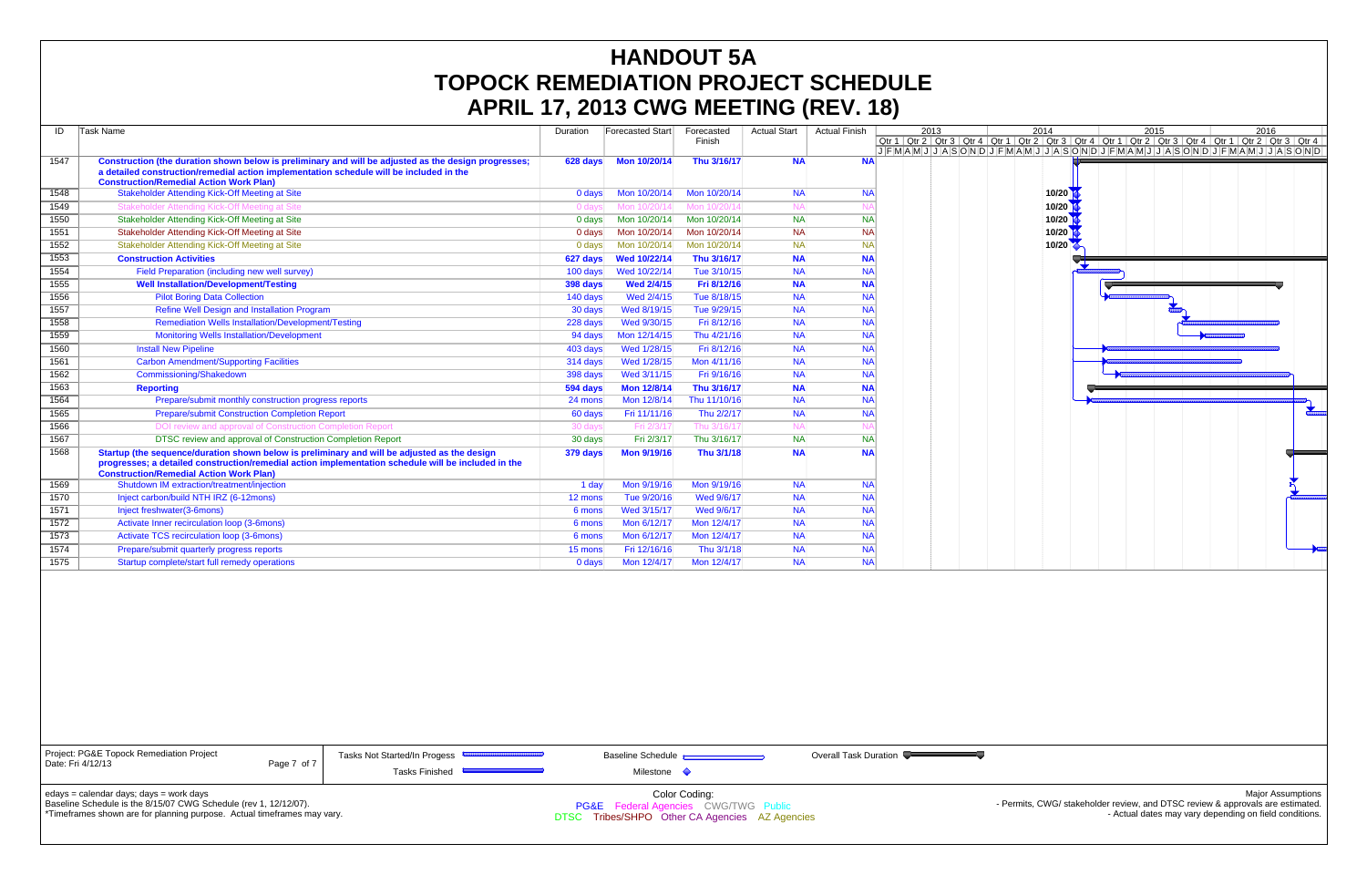# HANDOUT 5A
# TOPOCK REMEDIATION PROJECT SCHEDULE
# APRIL 17, 2013 CWG MEETING (REV. 18)

| ID | Task Name | Duration | Forecasted Start | Forecasted Finish | Actual Start | Actual Finish |
|---|---|---|---|---|---|---|
| 1547 | **Construction (the duration shown below is preliminary and will be adjusted as the design progresses; a detailed construction/remedial action implementation schedule will be included in the Construction/Remedial Action Work Plan)** | **628 days** | **Mon 10/20/14** | **Thu 3/16/17** | **NA** | **NA** |
| 1548 | Stakeholder Attending Kick-Off Meeting at Site | 0 days | Mon 10/20/14 | Mon 10/20/14 | NA | NA |
| 1549 | Stakeholder Attending Kick-Off Meeting at Site | 0 days | Mon 10/20/14 | Mon 10/20/14 | NA | NA |
| 1550 | Stakeholder Attending Kick-Off Meeting at Site | 0 days | Mon 10/20/14 | Mon 10/20/14 | NA | NA |
| 1551 | Stakeholder Attending Kick-Off Meeting at Site | 0 days | Mon 10/20/14 | Mon 10/20/14 | NA | NA |
| 1552 | Stakeholder Attending Kick-Off Meeting at Site | 0 days | Mon 10/20/14 | Mon 10/20/14 | NA | NA |
| 1553 | **Construction Activities** | **627 days** | **Wed 10/22/14** | **Thu 3/16/17** | **NA** | **NA** |
| 1554 | Field Preparation (including new well survey) | 100 days | Wed 10/22/14 | Tue 3/10/15 | NA | NA |
| 1555 | **Well Installation/Development/Testing** | **398 days** | **Wed 2/4/15** | **Fri 8/12/16** | **NA** | **NA** |
| 1556 | Pilot Boring Data Collection | 140 days | Wed 2/4/15 | Tue 8/18/15 | NA | NA |
| 1557 | Refine Well Design and Installation Program | 30 days | Wed 8/19/15 | Tue 9/29/15 | NA | NA |
| 1558 | Remediation Wells Installation/Development/Testing | 228 days | Wed 9/30/15 | Fri 8/12/16 | NA | NA |
| 1559 | Monitoring Wells Installation/Development | 94 days | Mon 12/14/15 | Thu 4/21/16 | NA | NA |
| 1560 | Install New Pipeline | 403 days | Wed 1/28/15 | Fri 8/12/16 | NA | NA |
| 1561 | Carbon Amendment/Supporting Facilities | 314 days | Wed 1/28/15 | Mon 4/11/16 | NA | NA |
| 1562 | Commissioning/Shakedown | 398 days | Wed 3/11/15 | Fri 9/16/16 | NA | NA |
| 1563 | **Reporting** | **594 days** | **Mon 12/8/14** | **Thu 3/16/17** | **NA** | **NA** |
| 1564 | Prepare/submit monthly construction progress reports | 24 mons | Mon 12/8/14 | Thu 11/10/16 | NA | NA |
| 1565 | Prepare/submit Construction Completion Report | 60 days | Fri 11/11/16 | Thu 2/2/17 | NA | NA |
| 1566 | DOI review and approval of Construction Completion Report | 30 days | Fri 2/3/17 | Thu 3/16/17 | NA | NA |
| 1567 | DTSC review and approval of Construction Completion Report | 30 days | Fri 2/3/17 | Thu 3/16/17 | NA | NA |
| 1568 | **Startup (the sequence/duration shown below is preliminary and will be adjusted as the design progresses; a detailed construction/remedial action implementation schedule will be included in the Construction/Remedial Action Work Plan)** | **379 days** | **Mon 9/19/16** | **Thu 3/1/18** | **NA** | **NA** |
| 1569 | Shutdown IM extraction/treatment/injection | 1 day | Mon 9/19/16 | Mon 9/19/16 | NA | NA |
| 1570 | Inject carbon/build NTH IRZ (6-12mons) | 12 mons | Tue 9/20/16 | Wed 9/6/17 | NA | NA |
| 1571 | Inject freshwater(3-6mons) | 6 mons | Wed 3/15/17 | Wed 9/6/17 | NA | NA |
| 1572 | Activate Inner recirculation loop (3-6mons) | 6 mons | Mon 6/12/17 | Mon 12/4/17 | NA | NA |
| 1573 | Activate TCS recirculation loop (3-6mons) | 6 mons | Mon 6/12/17 | Mon 12/4/17 | NA | NA |
| 1574 | Prepare/submit quarterly progress reports | 15 mons | Fri 12/16/16 | Thu 3/1/18 | NA | NA |
| 1575 | Startup complete/start full remedy operations | 0 days | Mon 12/4/17 | Mon 12/4/17 | NA | NA |

10/20
10/20
10/20
10/20
10/20

Project: PG&E Topock Remediation Project
Date: Fri 4/12/13

Tasks Not Started/In Progess — Tasks Finished — Baseline Schedule — Milestone — Overall Task Duration

edays = calendar days; days = work days
Baseline Schedule is the 8/15/07 CWG Schedule (rev 1, 12/12/07).
*Timeframes shown are for planning purpose. Actual timeframes may vary.

Color Coding:
PG&E Federal Agencies CWG/TWG Public
DTSC Tribes/SHPO Other CA Agencies AZ Agencies

Major Assumptions
- Permits, CWG/ stakeholder review, and DTSC review & approvals are estimated.
- Actual dates may vary depending on field conditions.